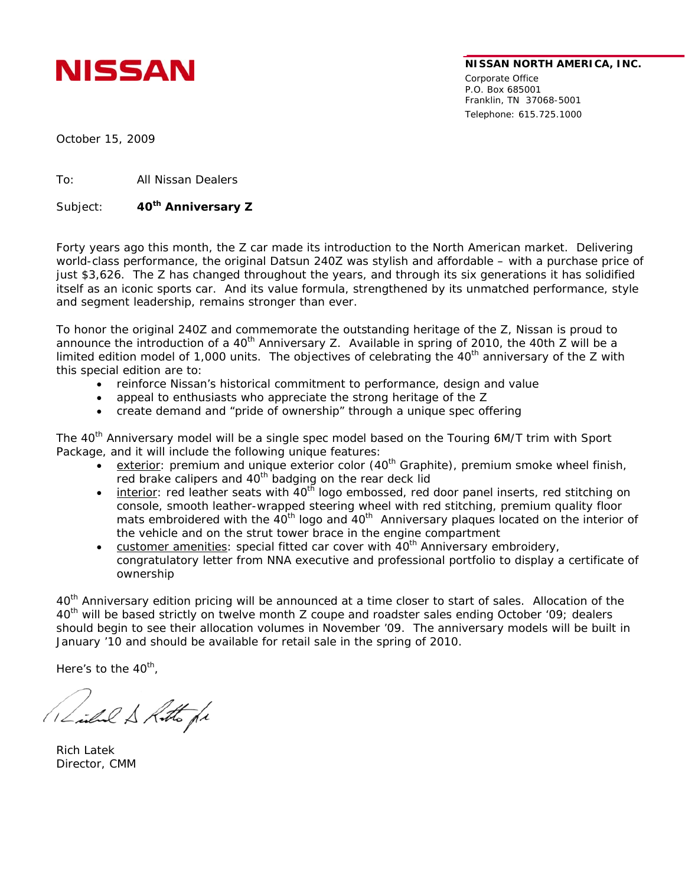**NISSAN**

**NISSAN NORTH AMERICA, INC.**
Corporate Office
P.O. Box 685001
Franklin, TN 37068-5001
Telephone: 615.725.1000

October 15, 2009

To: All Nissan Dealers

Subject: **40th Anniversary Z**

Forty years ago this month, the Z car made its introduction to the North American market. Delivering world-class performance, the original Datsun 240Z was stylish and affordable – with a purchase price of just $3,626. The Z has changed throughout the years, and through its six generations it has solidified itself as an iconic sports car. And its value formula, strengthened by its unmatched performance, style and segment leadership, remains stronger than ever.

To honor the original 240Z and commemorate the outstanding heritage of the Z, Nissan is proud to announce the introduction of a 40th Anniversary Z. Available in spring of 2010, the 40th Z will be a limited edition model of 1,000 units. The objectives of celebrating the 40th anniversary of the Z with this special edition are to:

- reinforce Nissan's historical commitment to performance, design and value
- appeal to enthusiasts who appreciate the strong heritage of the Z
- create demand and "pride of ownership" through a unique spec offering

The 40th Anniversary model will be a single spec model based on the Touring 6M/T trim with Sport Package, and it will include the following unique features:

- exterior: premium and unique exterior color (40th Graphite), premium smoke wheel finish, red brake calipers and 40th badging on the rear deck lid
- interior: red leather seats with 40th logo embossed, red door panel inserts, red stitching on console, smooth leather-wrapped steering wheel with red stitching, premium quality floor mats embroidered with the 40th logo and 40th Anniversary plaques located on the interior of the vehicle and on the strut tower brace in the engine compartment
- customer amenities: special fitted car cover with 40th Anniversary embroidery, congratulatory letter from NNA executive and professional portfolio to display a certificate of ownership

40th Anniversary edition pricing will be announced at a time closer to start of sales. Allocation of the 40th will be based strictly on twelve month Z coupe and roadster sales ending October '09; dealers should begin to see their allocation volumes in November '09. The anniversary models will be built in January '10 and should be available for retail sale in the spring of 2010.

Here's to the 40th,

Rich Latek
Director, CMM